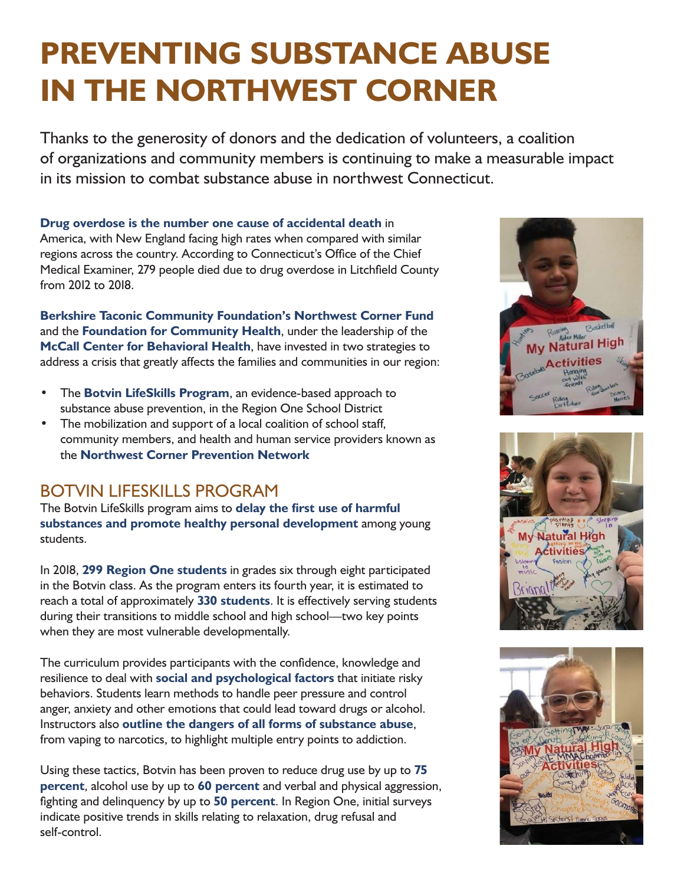# PREVENTING SUBSTANCE ABUSE IN THE NORTHWEST CORNER

Thanks to the generosity of donors and the dedication of volunteers, a coalition of organizations and community members is continuing to make a measurable impact in its mission to combat substance abuse in northwest Connecticut.

**Drug overdose is the number one cause of accidental death** in America, with New England facing high rates when compared with similar regions across the country. According to Connecticut's Office of the Chief Medical Examiner, 279 people died due to drug overdose in Litchfield County from 2012 to 2018.

**Berkshire Taconic Community Foundation's Northwest Corner Fund** and the **Foundation for Community Health**, under the leadership of the **McCall Center for Behavioral Health**, have invested in two strategies to address a crisis that greatly affects the families and communities in our region:

- The **Botvin LifeSkills Program**, an evidence-based approach to substance abuse prevention, in the Region One School District
- The mobilization and support of a local coalition of school staff, community members, and health and human service providers known as the **Northwest Corner Prevention Network**

## BOTVIN LIFESKILLS PROGRAM

The Botvin LifeSkills program aims to **delay the first use of harmful substances and promote healthy personal development** among young students.

In 2018, **299 Region One students** in grades six through eight participated in the Botvin class. As the program enters its fourth year, it is estimated to reach a total of approximately **330 students**. It is effectively serving students during their transitions to middle school and high school—two key points when they are most vulnerable developmentally.

The curriculum provides participants with the confidence, knowledge and resilience to deal with **social and psychological factors** that initiate risky behaviors. Students learn methods to handle peer pressure and control anger, anxiety and other emotions that could lead toward drugs or alcohol. Instructors also **outline the dangers of all forms of substance abuse**, from vaping to narcotics, to highlight multiple entry points to addiction.

Using these tactics, Botvin has been proven to reduce drug use by up to **75 percent**, alcohol use by up to **60 percent** and verbal and physical aggression, fighting and delinquency by up to **50 percent**. In Region One, initial surveys indicate positive trends in skills relating to relaxation, drug refusal and self-control.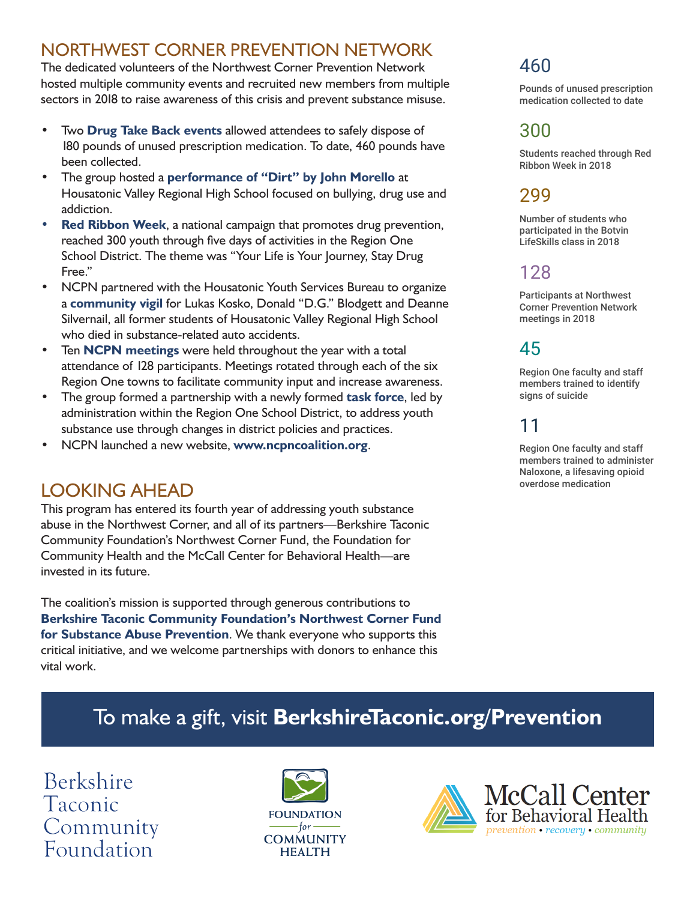## NORTHWEST CORNER PREVENTION NETWORK

The dedicated volunteers of the Northwest Corner Prevention Network hosted multiple community events and recruited new members from multiple sectors in 2018 to raise awareness of this crisis and prevent substance misuse.

- Two **Drug Take Back events** allowed attendees to safely dispose of 180 pounds of unused prescription medication. To date, 460 pounds have been collected.
- The group hosted a **performance of "Dirt" by John Morello** at Housatonic Valley Regional High School focused on bullying, drug use and addiction.
- **Red Ribbon Week**, a national campaign that promotes drug prevention, reached 300 youth through five days of activities in the Region One School District. The theme was "Your Life is Your Journey, Stay Drug Free."
- NCPN partnered with the Housatonic Youth Services Bureau to organize a **community vigil** for Lukas Kosko, Donald "D.G." Blodgett and Deanne Silvernail, all former students of Housatonic Valley Regional High School who died in substance-related auto accidents.
- Ten **NCPN meetings** were held throughout the year with a total attendance of 128 participants. Meetings rotated through each of the six Region One towns to facilitate community input and increase awareness.
- The group formed a partnership with a newly formed **task force**, led by administration within the Region One School District, to address youth substance use through changes in district policies and practices.
- NCPN launched a new website, **www.ncpncoalition.org**.

460

Pounds of unused prescription medication collected to date

300

Students reached through Red Ribbon Week in 2018

299

Number of students who participated in the Botvin LifeSkills class in 2018

128

Participants at Northwest Corner Prevention Network meetings in 2018

45

Region One faculty and staff members trained to identify signs of suicide

11

Region One faculty and staff members trained to administer Naloxone, a lifesaving opioid overdose medication

## LOOKING AHEAD

This program has entered its fourth year of addressing youth substance abuse in the Northwest Corner, and all of its partners—Berkshire Taconic Community Foundation's Northwest Corner Fund, the Foundation for Community Health and the McCall Center for Behavioral Health—are invested in its future.

The coalition's mission is supported through generous contributions to **Berkshire Taconic Community Foundation's Northwest Corner Fund for Substance Abuse Prevention**. We thank everyone who supports this critical initiative, and we welcome partnerships with donors to enhance this vital work.

To make a gift, visit **BerkshireTaconic.org/Prevention**

Berkshire Taconic Community Foundation

FOUNDATION for COMMUNITY HEALTH

McCall Center for Behavioral Health

prevention • recovery • community